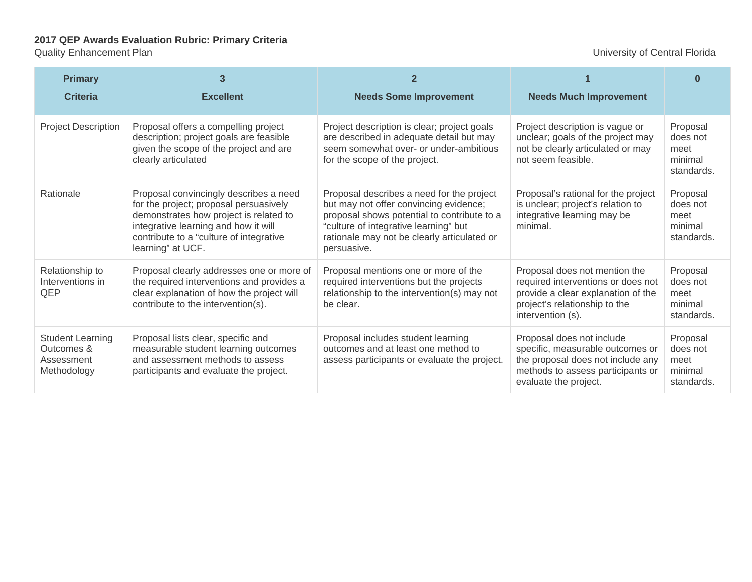**2017 QEP Awards Evaluation Rubric: Primary Criteria**

Quality Enhancement Plan

University of Central Florida

| Primary Criteria | 3 Excellent | 2 Needs Some Improvement | 1 Needs Much Improvement | 0 |
|---|---|---|---|---|
| Project Description | Proposal offers a compelling project description; project goals are feasible given the scope of the project and are clearly articulated | Project description is clear; project goals are described in adequate detail but may seem somewhat over- or under-ambitious for the scope of the project. | Project description is vague or unclear; goals of the project may not be clearly articulated or may not seem feasible. | Proposal does not meet minimal standards. |
| Rationale | Proposal convincingly describes a need for the project; proposal persuasively demonstrates how project is related to integrative learning and how it will contribute to a "culture of integrative learning" at UCF. | Proposal describes a need for the project but may not offer convincing evidence; proposal shows potential to contribute to a "culture of integrative learning" but rationale may not be clearly articulated or persuasive. | Proposal's rational for the project is unclear; project's relation to integrative learning may be minimal. | Proposal does not meet minimal standards. |
| Relationship to Interventions in QEP | Proposal clearly addresses one or more of the required interventions and provides a clear explanation of how the project will contribute to the intervention(s). | Proposal mentions one or more of the required interventions but the projects relationship to the intervention(s) may not be clear. | Proposal does not mention the required interventions or does not provide a clear explanation of the project's relationship to the intervention (s). | Proposal does not meet minimal standards. |
| Student Learning Outcomes & Assessment Methodology | Proposal lists clear, specific and measurable student learning outcomes and assessment methods to assess participants and evaluate the project. | Proposal includes student learning outcomes and at least one method to assess participants or evaluate the project. | Proposal does not include specific, measurable outcomes or the proposal does not include any methods to assess participants or evaluate the project. | Proposal does not meet minimal standards. |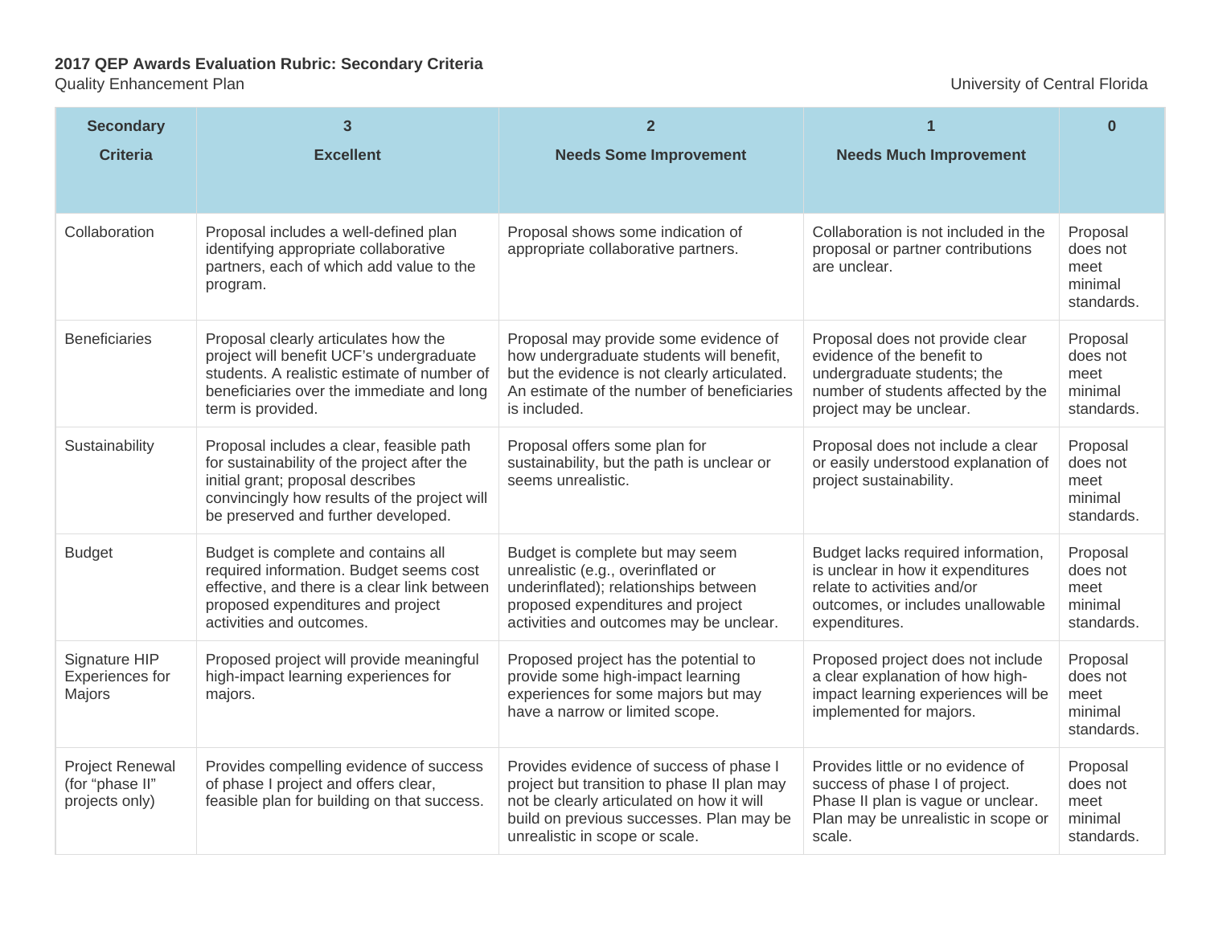**2017 QEP Awards Evaluation Rubric: Secondary Criteria**

Quality Enhancement Plan | University of Central Florida

| Secondary Criteria | 3 Excellent | 2 Needs Some Improvement | 1 Needs Much Improvement | 0 |
|---|---|---|---|---|
| Collaboration | Proposal includes a well-defined plan identifying appropriate collaborative partners, each of which add value to the program. | Proposal shows some indication of appropriate collaborative partners. | Collaboration is not included in the proposal or partner contributions are unclear. | Proposal does not meet minimal standards. |
| Beneficiaries | Proposal clearly articulates how the project will benefit UCF's undergraduate students. A realistic estimate of number of beneficiaries over the immediate and long term is provided. | Proposal may provide some evidence of how undergraduate students will benefit, but the evidence is not clearly articulated. An estimate of the number of beneficiaries is included. | Proposal does not provide clear evidence of the benefit to undergraduate students; the number of students affected by the project may be unclear. | Proposal does not meet minimal standards. |
| Sustainability | Proposal includes a clear, feasible path for sustainability of the project after the initial grant; proposal describes convincingly how results of the project will be preserved and further developed. | Proposal offers some plan for sustainability, but the path is unclear or seems unrealistic. | Proposal does not include a clear or easily understood explanation of project sustainability. | Proposal does not meet minimal standards. |
| Budget | Budget is complete and contains all required information. Budget seems cost effective, and there is a clear link between proposed expenditures and project activities and outcomes. | Budget is complete but may seem unrealistic (e.g., overinflated or underinflated); relationships between proposed expenditures and project activities and outcomes may be unclear. | Budget lacks required information, is unclear in how it expenditures relate to activities and/or outcomes, or includes unallowable expenditures. | Proposal does not meet minimal standards. |
| Signature HIP Experiences for Majors | Proposed project will provide meaningful high-impact learning experiences for majors. | Proposed project has the potential to provide some high-impact learning experiences for some majors but may have a narrow or limited scope. | Proposed project does not include a clear explanation of how high-impact learning experiences will be implemented for majors. | Proposal does not meet minimal standards. |
| Project Renewal (for "phase II" projects only) | Provides compelling evidence of success of phase I project and offers clear, feasible plan for building on that success. | Provides evidence of success of phase I project but transition to phase II plan may not be clearly articulated on how it will build on previous successes. Plan may be unrealistic in scope or scale. | Provides little or no evidence of success of phase I of project. Phase II plan is vague or unclear. Plan may be unrealistic in scope or scale. | Proposal does not meet minimal standards. |